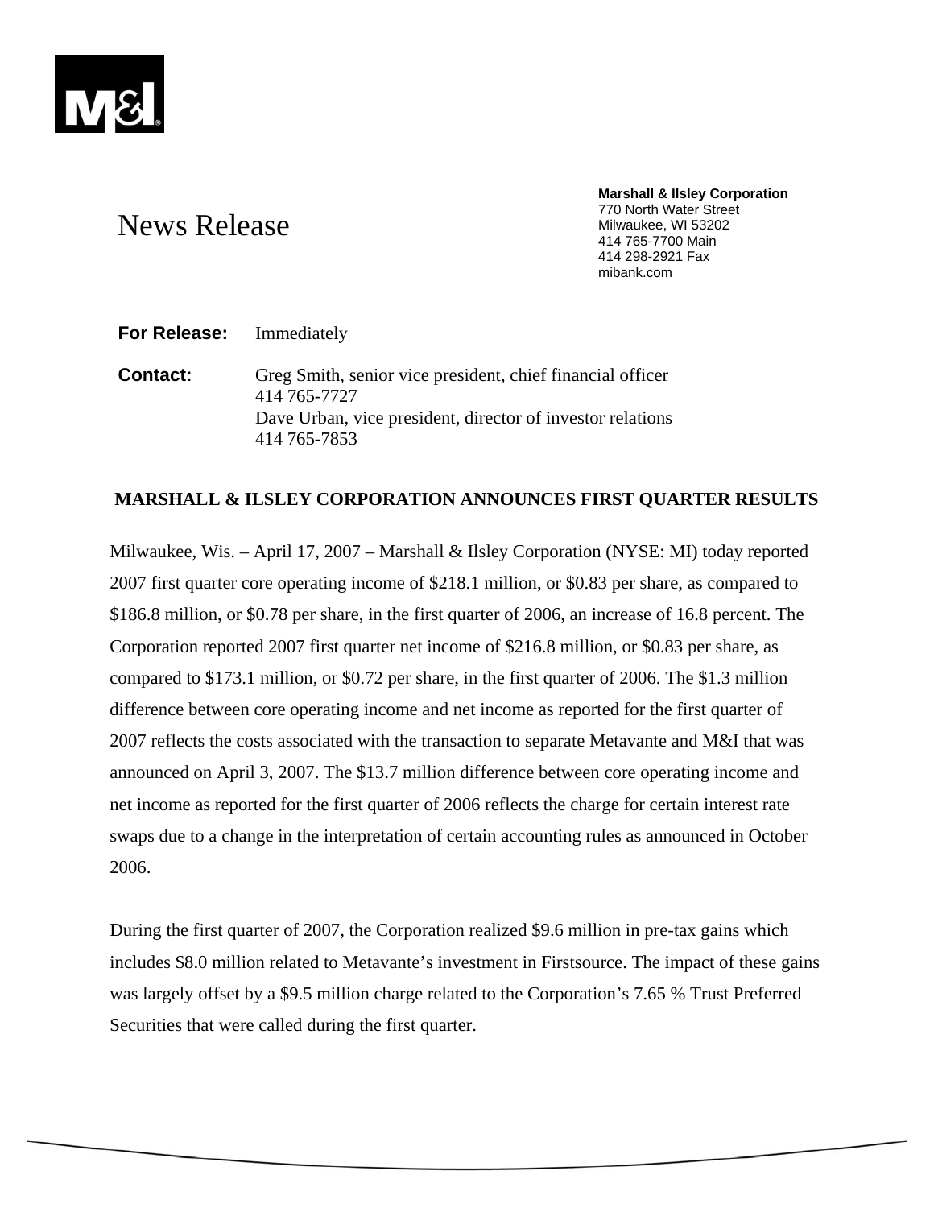# News Release

**Marshall & Ilsley Corporation**
770 North Water Street
Milwaukee, WI 53202
414 765-7700 Main
414 298-2921 Fax
mibank.com

**For Release:** Immediately

**Contact:** Greg Smith, senior vice president, chief financial officer
414 765-7727
Dave Urban, vice president, director of investor relations
414 765-7853

## MARSHALL & ILSLEY CORPORATION ANNOUNCES FIRST QUARTER RESULTS

Milwaukee, Wis. – April 17, 2007 – Marshall & Ilsley Corporation (NYSE: MI) today reported 2007 first quarter core operating income of $218.1 million, or $0.83 per share, as compared to $186.8 million, or $0.78 per share, in the first quarter of 2006, an increase of 16.8 percent. The Corporation reported 2007 first quarter net income of $216.8 million, or $0.83 per share, as compared to $173.1 million, or $0.72 per share, in the first quarter of 2006. The $1.3 million difference between core operating income and net income as reported for the first quarter of 2007 reflects the costs associated with the transaction to separate Metavante and M&I that was announced on April 3, 2007. The $13.7 million difference between core operating income and net income as reported for the first quarter of 2006 reflects the charge for certain interest rate swaps due to a change in the interpretation of certain accounting rules as announced in October 2006.

During the first quarter of 2007, the Corporation realized $9.6 million in pre-tax gains which includes $8.0 million related to Metavante's investment in Firstsource. The impact of these gains was largely offset by a $9.5 million charge related to the Corporation's 7.65 % Trust Preferred Securities that were called during the first quarter.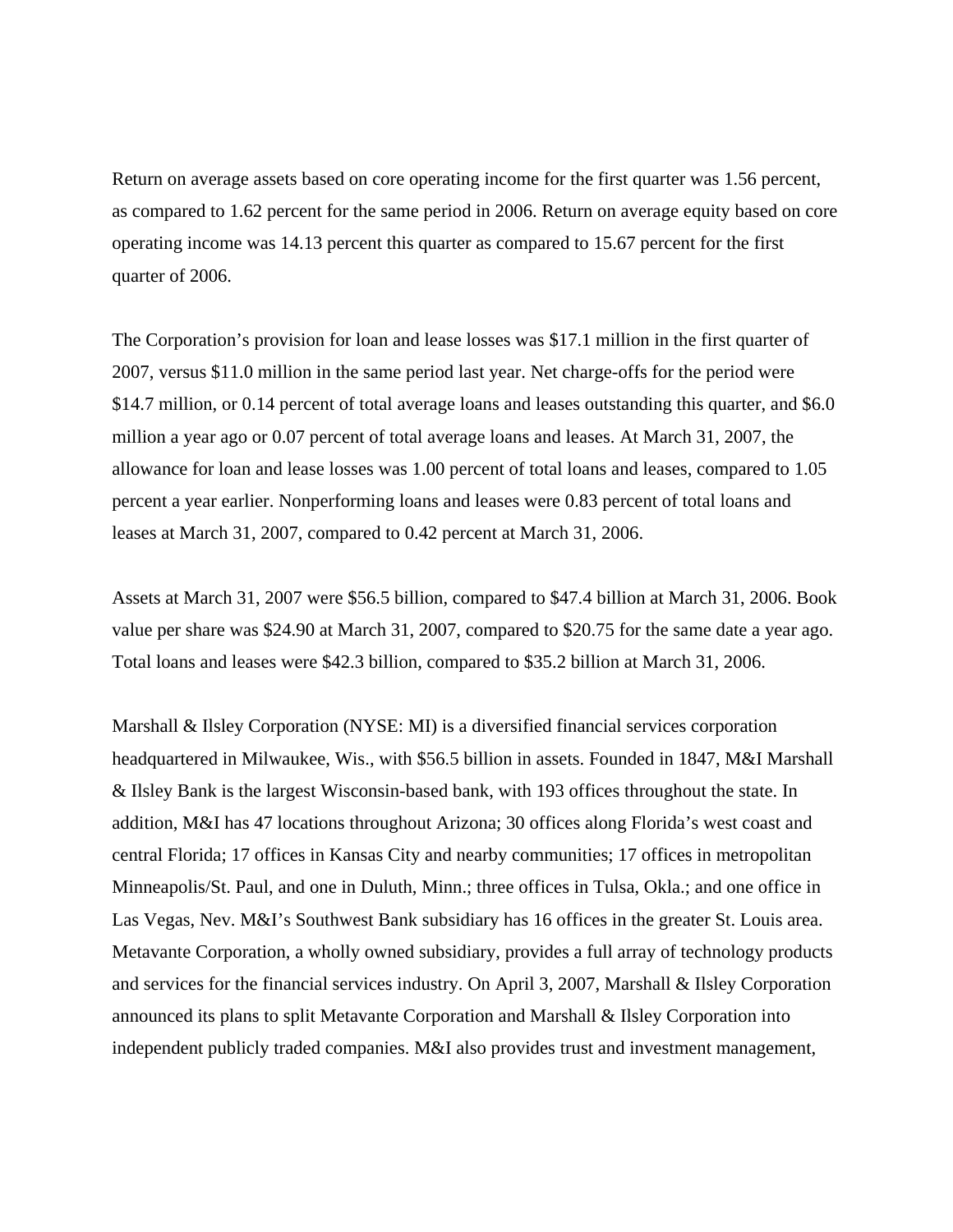Return on average assets based on core operating income for the first quarter was 1.56 percent, as compared to 1.62 percent for the same period in 2006. Return on average equity based on core operating income was 14.13 percent this quarter as compared to 15.67 percent for the first quarter of 2006.

The Corporation's provision for loan and lease losses was $17.1 million in the first quarter of 2007, versus $11.0 million in the same period last year. Net charge-offs for the period were $14.7 million, or 0.14 percent of total average loans and leases outstanding this quarter, and $6.0 million a year ago or 0.07 percent of total average loans and leases. At March 31, 2007, the allowance for loan and lease losses was 1.00 percent of total loans and leases, compared to 1.05 percent a year earlier. Nonperforming loans and leases were 0.83 percent of total loans and leases at March 31, 2007, compared to 0.42 percent at March 31, 2006.

Assets at March 31, 2007 were $56.5 billion, compared to $47.4 billion at March 31, 2006. Book value per share was $24.90 at March 31, 2007, compared to $20.75 for the same date a year ago. Total loans and leases were $42.3 billion, compared to $35.2 billion at March 31, 2006.

Marshall & Ilsley Corporation (NYSE: MI) is a diversified financial services corporation headquartered in Milwaukee, Wis., with $56.5 billion in assets. Founded in 1847, M&I Marshall & Ilsley Bank is the largest Wisconsin-based bank, with 193 offices throughout the state. In addition, M&I has 47 locations throughout Arizona; 30 offices along Florida's west coast and central Florida; 17 offices in Kansas City and nearby communities; 17 offices in metropolitan Minneapolis/St. Paul, and one in Duluth, Minn.; three offices in Tulsa, Okla.; and one office in Las Vegas, Nev. M&I's Southwest Bank subsidiary has 16 offices in the greater St. Louis area. Metavante Corporation, a wholly owned subsidiary, provides a full array of technology products and services for the financial services industry. On April 3, 2007, Marshall & Ilsley Corporation announced its plans to split Metavante Corporation and Marshall & Ilsley Corporation into independent publicly traded companies. M&I also provides trust and investment management,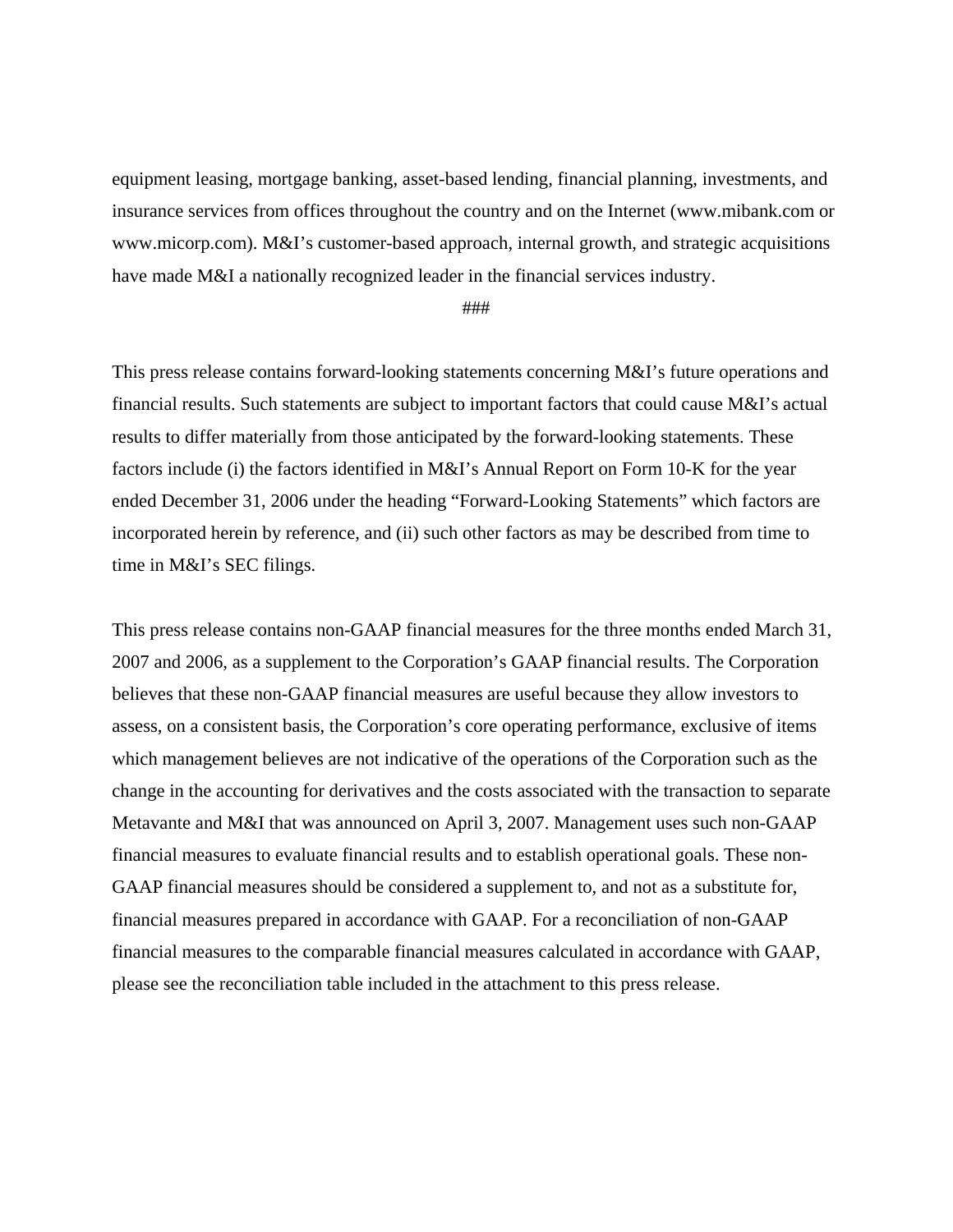equipment leasing, mortgage banking, asset-based lending, financial planning, investments, and insurance services from offices throughout the country and on the Internet (www.mibank.com or www.micorp.com). M&I's customer-based approach, internal growth, and strategic acquisitions have made M&I a nationally recognized leader in the financial services industry.

###

This press release contains forward-looking statements concerning M&I's future operations and financial results. Such statements are subject to important factors that could cause M&I's actual results to differ materially from those anticipated by the forward-looking statements. These factors include (i) the factors identified in M&I's Annual Report on Form 10-K for the year ended December 31, 2006 under the heading "Forward-Looking Statements" which factors are incorporated herein by reference, and (ii) such other factors as may be described from time to time in M&I's SEC filings.

This press release contains non-GAAP financial measures for the three months ended March 31, 2007 and 2006, as a supplement to the Corporation's GAAP financial results. The Corporation believes that these non-GAAP financial measures are useful because they allow investors to assess, on a consistent basis, the Corporation's core operating performance, exclusive of items which management believes are not indicative of the operations of the Corporation such as the change in the accounting for derivatives and the costs associated with the transaction to separate Metavante and M&I that was announced on April 3, 2007. Management uses such non-GAAP financial measures to evaluate financial results and to establish operational goals. These non-GAAP financial measures should be considered a supplement to, and not as a substitute for, financial measures prepared in accordance with GAAP. For a reconciliation of non-GAAP financial measures to the comparable financial measures calculated in accordance with GAAP, please see the reconciliation table included in the attachment to this press release.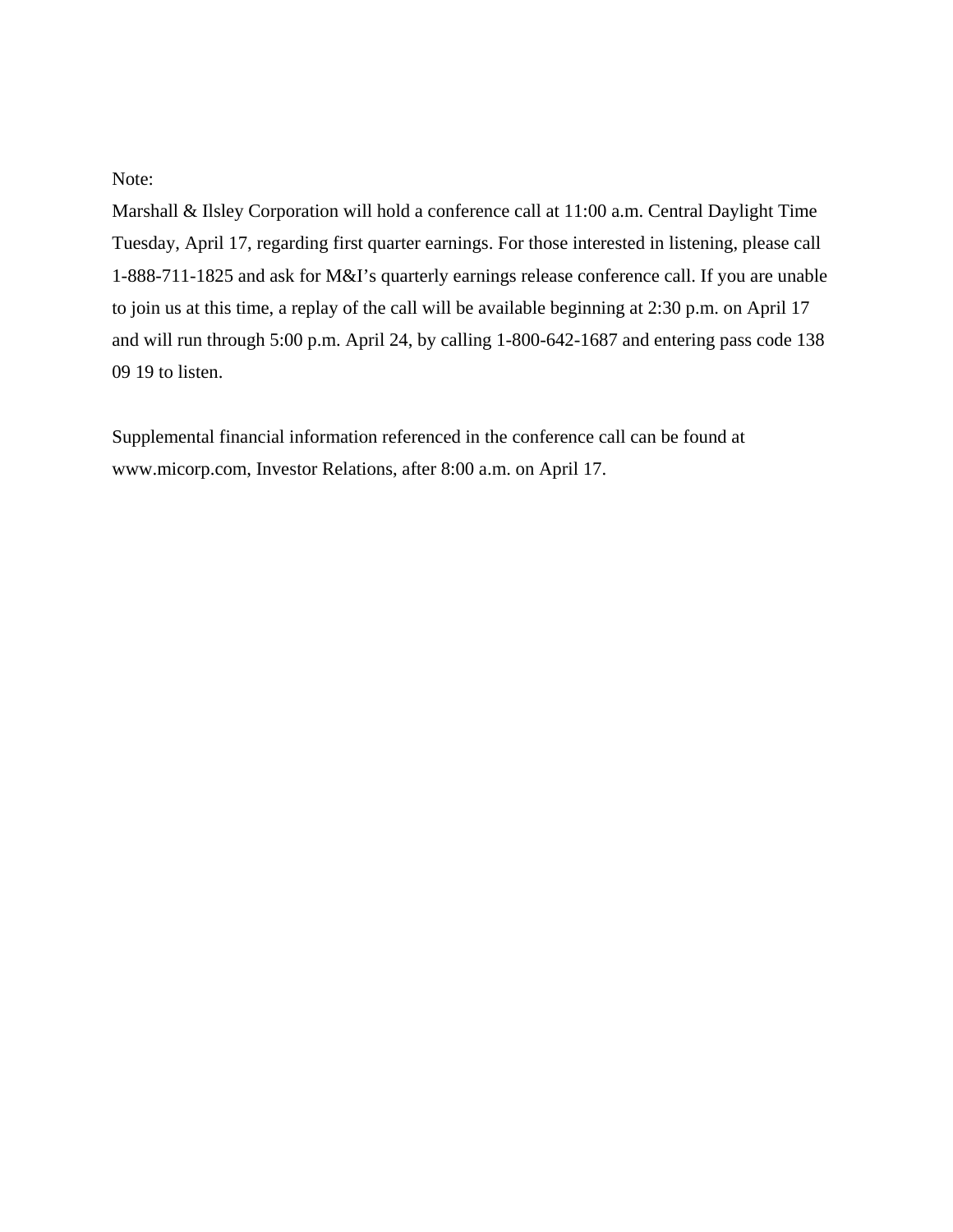Note:

Marshall & Ilsley Corporation will hold a conference call at 11:00 a.m. Central Daylight Time Tuesday, April 17, regarding first quarter earnings. For those interested in listening, please call 1-888-711-1825 and ask for M&I's quarterly earnings release conference call. If you are unable to join us at this time, a replay of the call will be available beginning at 2:30 p.m. on April 17 and will run through 5:00 p.m. April 24, by calling 1-800-642-1687 and entering pass code 138 09 19 to listen.

Supplemental financial information referenced in the conference call can be found at www.micorp.com, Investor Relations, after 8:00 a.m. on April 17.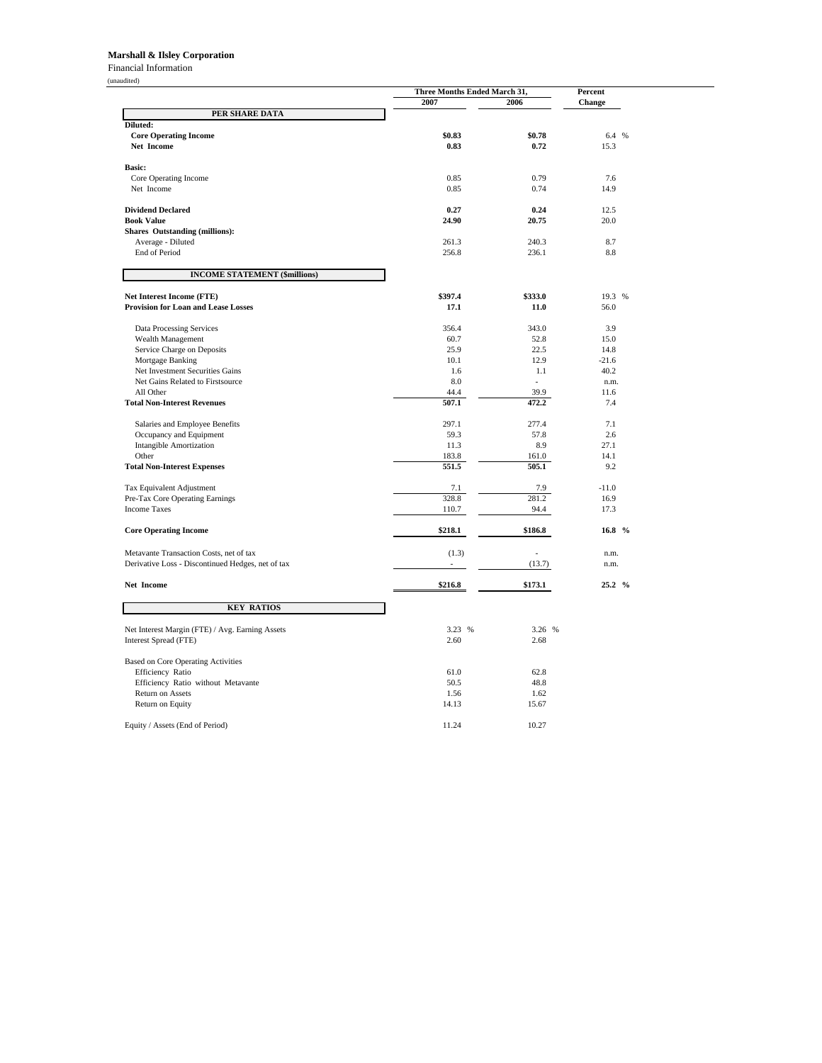**Marshall & Ilsley Corporation**

Financial Information

(unaudited)

| | Three Months Ended March 31, | | Percent |
|---|---|---|---|
| | 2007 | 2006 | Change |
| **PER SHARE DATA** | | | |
| **Diluted:** | | | |
| **Core Operating Income** | **$0.83** | **$0.78** | 6.4 % |
| **Net Income** | **0.83** | **0.72** | 15.3 |
| | | | |
| **Basic:** | | | |
| Core Operating Income | 0.85 | 0.79 | 7.6 |
| Net Income | 0.85 | 0.74 | 14.9 |
| | | | |
| **Dividend Declared** | **0.27** | **0.24** | 12.5 |
| **Book Value** | **24.90** | **20.75** | 20.0 |
| **Shares Outstanding (millions):** | | | |
| Average - Diluted | 261.3 | 240.3 | 8.7 |
| End of Period | 256.8 | 236.1 | 8.8 |
| | | | |
| **INCOME STATEMENT ($millions)** | | | |
| **Net Interest Income (FTE)** | **$397.4** | **$333.0** | 19.3 % |
| **Provision for Loan and Lease Losses** | **17.1** | **11.0** | 56.0 |
| | | | |
| Data Processing Services | 356.4 | 343.0 | 3.9 |
| Wealth Management | 60.7 | 52.8 | 15.0 |
| Service Charge on Deposits | 25.9 | 22.5 | 14.8 |
| Mortgage Banking | 10.1 | 12.9 | -21.6 |
| Net Investment Securities Gains | 1.6 | 1.1 | 40.2 |
| Net Gains Related to Firstsource | 8.0 | - | n.m. |
| All Other | 44.4 | 39.9 | 11.6 |
| **Total Non-Interest Revenues** | **507.1** | **472.2** | 7.4 |
| | | | |
| Salaries and Employee Benefits | 297.1 | 277.4 | 7.1 |
| Occupancy and Equipment | 59.3 | 57.8 | 2.6 |
| Intangible Amortization | 11.3 | 8.9 | 27.1 |
| Other | 183.8 | 161.0 | 14.1 |
| **Total Non-Interest Expenses** | **551.5** | **505.1** | 9.2 |
| | | | |
| Tax Equivalent Adjustment | 7.1 | 7.9 | -11.0 |
| Pre-Tax Core Operating Earnings | 328.8 | 281.2 | 16.9 |
| Income Taxes | 110.7 | 94.4 | 17.3 |
| | | | |
| **Core Operating Income** | **$218.1** | **$186.8** | **16.8 %** |
| | | | |
| Metavante Transaction Costs, net of tax | (1.3) | - | n.m. |
| Derivative Loss - Discontinued Hedges, net of tax | - | (13.7) | n.m. |
| | | | |
| **Net Income** | **$216.8** | **$173.1** | **25.2 %** |
| | | | |
| **KEY RATIOS** | | | |
| Net Interest Margin (FTE) / Avg. Earning Assets | 3.23 % | 3.26 % | |
| Interest Spread (FTE) | 2.60 | 2.68 | |
| | | | |
| Based on Core Operating Activities | | | |
| Efficiency Ratio | 61.0 | 62.8 | |
| Efficiency Ratio without Metavante | 50.5 | 48.8 | |
| Return on Assets | 1.56 | 1.62 | |
| Return on Equity | 14.13 | 15.67 | |
| | | | |
| Equity / Assets (End of Period) | 11.24 | 10.27 | |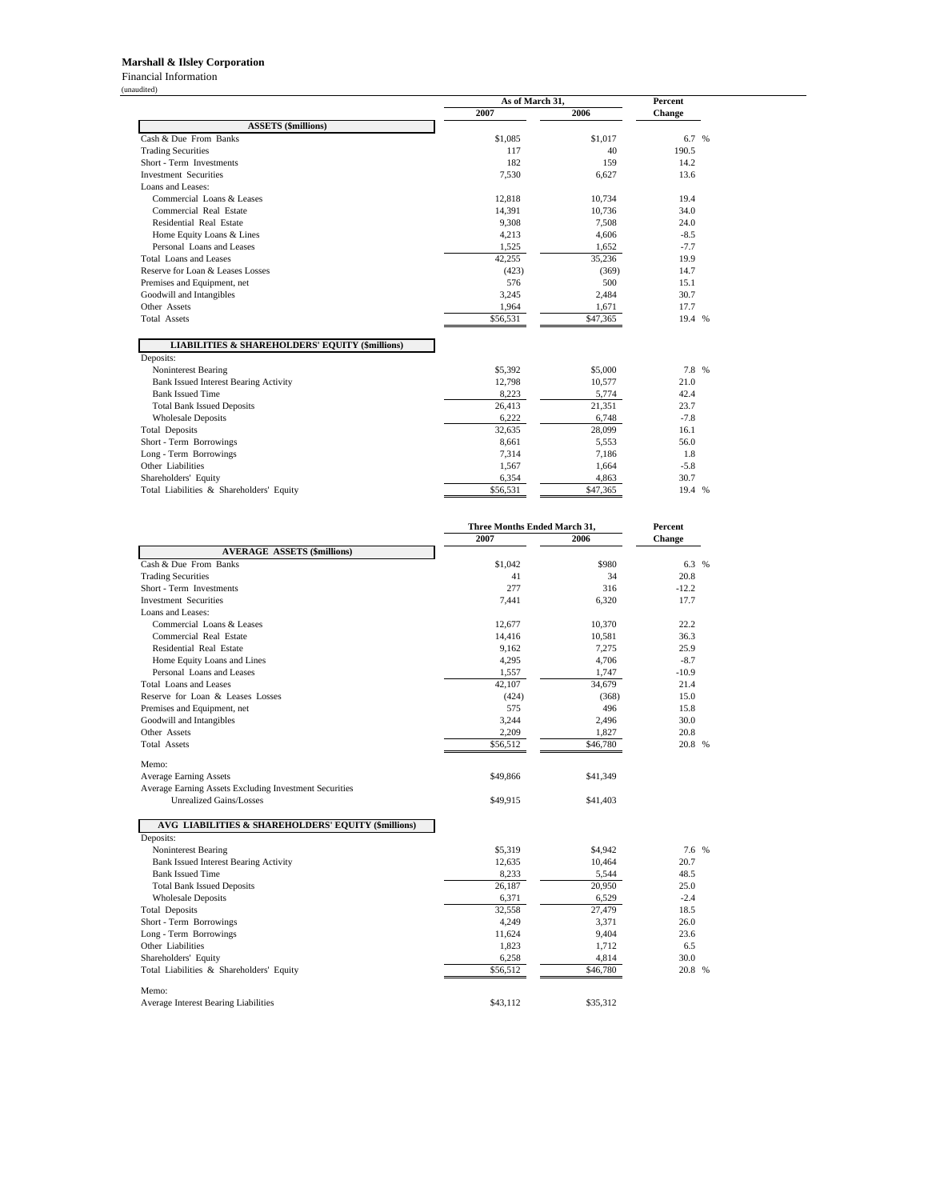**Marshall & Ilsley Corporation**

Financial Information

(unaudited)

| | As of March 31, | | Percent |
|---|---|---|---|
| | 2007 | 2006 | Change |
| **ASSETS ($millions)** | | | |
| Cash & Due From Banks | $1,085 | $1,017 | 6.7 % |
| Trading Securities | 117 | 40 | 190.5 |
| Short - Term Investments | 182 | 159 | 14.2 |
| Investment Securities | 7,530 | 6,627 | 13.6 |
| Loans and Leases: | | | |
| Commercial Loans & Leases | 12,818 | 10,734 | 19.4 |
| Commercial Real Estate | 14,391 | 10,736 | 34.0 |
| Residential Real Estate | 9,308 | 7,508 | 24.0 |
| Home Equity Loans & Lines | 4,213 | 4,606 | -8.5 |
| Personal Loans and Leases | 1,525 | 1,652 | -7.7 |
| Total Loans and Leases | 42,255 | 35,236 | 19.9 |
| Reserve for Loan & Leases Losses | (423) | (369) | 14.7 |
| Premises and Equipment, net | 576 | 500 | 15.1 |
| Goodwill and Intangibles | 3,245 | 2,484 | 30.7 |
| Other Assets | 1,964 | 1,671 | 17.7 |
| Total Assets | $56,531 | $47,365 | 19.4 % |
| **LIABILITIES & SHAREHOLDERS' EQUITY ($millions)** | | | |
| Deposits: | | | |
| Noninterest Bearing | $5,392 | $5,000 | 7.8 % |
| Bank Issued Interest Bearing Activity | 12,798 | 10,577 | 21.0 |
| Bank Issued Time | 8,223 | 5,774 | 42.4 |
| Total Bank Issued Deposits | 26,413 | 21,351 | 23.7 |
| Wholesale Deposits | 6,222 | 6,748 | -7.8 |
| Total Deposits | 32,635 | 28,099 | 16.1 |
| Short - Term Borrowings | 8,661 | 5,553 | 56.0 |
| Long - Term Borrowings | 7,314 | 7,186 | 1.8 |
| Other Liabilities | 1,567 | 1,664 | -5.8 |
| Shareholders' Equity | 6,354 | 4,863 | 30.7 |
| Total Liabilities & Shareholders' Equity | $56,531 | $47,365 | 19.4 % |

| | Three Months Ended March 31, | | Percent |
|---|---|---|---|
| | 2007 | 2006 | Change |
| **AVERAGE ASSETS ($millions)** | | | |
| Cash & Due From Banks | $1,042 | $980 | 6.3 % |
| Trading Securities | 41 | 34 | 20.8 |
| Short - Term Investments | 277 | 316 | -12.2 |
| Investment Securities | 7,441 | 6,320 | 17.7 |
| Loans and Leases: | | | |
| Commercial Loans & Leases | 12,677 | 10,370 | 22.2 |
| Commercial Real Estate | 14,416 | 10,581 | 36.3 |
| Residential Real Estate | 9,162 | 7,275 | 25.9 |
| Home Equity Loans and Lines | 4,295 | 4,706 | -8.7 |
| Personal Loans and Leases | 1,557 | 1,747 | -10.9 |
| Total Loans and Leases | 42,107 | 34,679 | 21.4 |
| Reserve for Loan & Leases Losses | (424) | (368) | 15.0 |
| Premises and Equipment, net | 575 | 496 | 15.8 |
| Goodwill and Intangibles | 3,244 | 2,496 | 30.0 |
| Other Assets | 2,209 | 1,827 | 20.8 |
| Total Assets | $56,512 | $46,780 | 20.8 % |
| Memo: | | | |
| Average Earning Assets | $49,866 | $41,349 | |
| Average Earning Assets Excluding Investment Securities Unrealized Gains/Losses | $49,915 | $41,403 | |
| **AVG LIABILITIES & SHAREHOLDERS' EQUITY ($millions)** | | | |
| Deposits: | | | |
| Noninterest Bearing | $5,319 | $4,942 | 7.6 % |
| Bank Issued Interest Bearing Activity | 12,635 | 10,464 | 20.7 |
| Bank Issued Time | 8,233 | 5,544 | 48.5 |
| Total Bank Issued Deposits | 26,187 | 20,950 | 25.0 |
| Wholesale Deposits | 6,371 | 6,529 | -2.4 |
| Total Deposits | 32,558 | 27,479 | 18.5 |
| Short - Term Borrowings | 4,249 | 3,371 | 26.0 |
| Long - Term Borrowings | 11,624 | 9,404 | 23.6 |
| Other Liabilities | 1,823 | 1,712 | 6.5 |
| Shareholders' Equity | 6,258 | 4,814 | 30.0 |
| Total Liabilities & Shareholders' Equity | $56,512 | $46,780 | 20.8 % |
| Memo: | | | |
| Average Interest Bearing Liabilities | $43,112 | $35,312 | |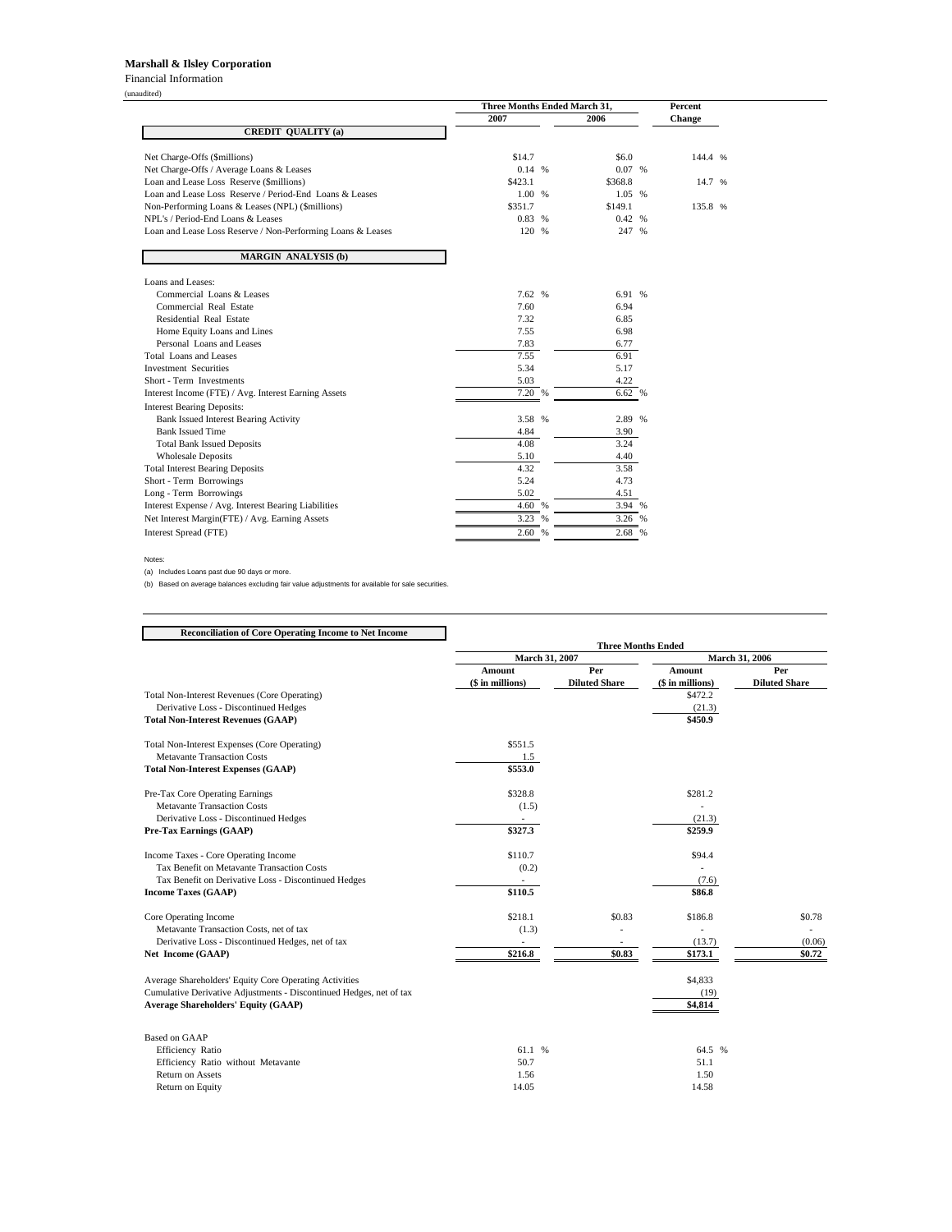**Marshall & Ilsley Corporation**

Financial Information

(unaudited)

| | Three Months Ended March 31, | | Percent |
|---|---|---|---|
| | 2007 | 2006 | Change |
| **CREDIT QUALITY (a)** | | | |
| Net Charge-Offs ($millions) | $14.7 | $6.0 | 144.4 % |
| Net Charge-Offs / Average Loans & Leases | 0.14 % | 0.07 % | |
| Loan and Lease Loss Reserve ($millions) | $423.1 | $368.8 | 14.7 % |
| Loan and Lease Loss Reserve / Period-End Loans & Leases | 1.00 % | 1.05 % | |
| Non-Performing Loans & Leases (NPL) ($millions) | $351.7 | $149.1 | 135.8 % |
| NPL's / Period-End Loans & Leases | 0.83 % | 0.42 % | |
| Loan and Lease Loss Reserve / Non-Performing Loans & Leases | 120 % | 247 % | |
| **MARGIN ANALYSIS (b)** | | | |
| Loans and Leases: | | | |
| Commercial Loans & Leases | 7.62 % | 6.91 % | |
| Commercial Real Estate | 7.60 | 6.94 | |
| Residential Real Estate | 7.32 | 6.85 | |
| Home Equity Loans and Lines | 7.55 | 6.98 | |
| Personal Loans and Leases | 7.83 | 6.77 | |
| Total Loans and Leases | 7.55 | 6.91 | |
| Investment Securities | 5.34 | 5.17 | |
| Short - Term Investments | 5.03 | 4.22 | |
| Interest Income (FTE) / Avg. Interest Earning Assets | 7.20 % | 6.62 % | |
| Interest Bearing Deposits: | | | |
| Bank Issued Interest Bearing Activity | 3.58 % | 2.89 % | |
| Bank Issued Time | 4.84 | 3.90 | |
| Total Bank Issued Deposits | 4.08 | 3.24 | |
| Wholesale Deposits | 5.10 | 4.40 | |
| Total Interest Bearing Deposits | 4.32 | 3.58 | |
| Short - Term Borrowings | 5.24 | 4.73 | |
| Long - Term Borrowings | 5.02 | 4.51 | |
| Interest Expense / Avg. Interest Bearing Liabilities | 4.60 % | 3.94 % | |
| Net Interest Margin(FTE) / Avg. Earning Assets | 3.23 % | 3.26 % | |
| Interest Spread (FTE) | 2.60 % | 2.68 % | |

Notes:

(a) Includes Loans past due 90 days or more.

(b) Based on average balances excluding fair value adjustments for available for sale securities.

**Reconciliation of Core Operating Income to Net Income**

| | Three Months Ended | | | |
|---|---|---|---|---|
| | March 31, 2007 | | March 31, 2006 | |
| | Amount ($ in millions) | Per Diluted Share | Amount ($ in millions) | Per Diluted Share |
| Total Non-Interest Revenues (Core Operating) | | | $472.2 | |
| Derivative Loss - Discontinued Hedges | | | (21.3) | |
| **Total Non-Interest Revenues (GAAP)** | | | **$450.9** | |
| Total Non-Interest Expenses (Core Operating) | $551.5 | | | |
| Metavante Transaction Costs | 1.5 | | | |
| **Total Non-Interest Expenses (GAAP)** | **$553.0** | | | |
| Pre-Tax Core Operating Earnings | $328.8 | | $281.2 | |
| Metavante Transaction Costs | (1.5) | | - | |
| Derivative Loss - Discontinued Hedges | - | | (21.3) | |
| **Pre-Tax Earnings (GAAP)** | **$327.3** | | **$259.9** | |
| Income Taxes - Core Operating Income | $110.7 | | $94.4 | |
| Tax Benefit on Metavante Transaction Costs | (0.2) | | - | |
| Tax Benefit on Derivative Loss - Discontinued Hedges | - | | (7.6) | |
| **Income Taxes (GAAP)** | **$110.5** | | **$86.8** | |
| Core Operating Income | $218.1 | $0.83 | $186.8 | $0.78 |
| Metavante Transaction Costs, net of tax | (1.3) | - | - | - |
| Derivative Loss - Discontinued Hedges, net of tax | - | - | (13.7) | (0.06) |
| **Net Income (GAAP)** | **$216.8** | **$0.83** | **$173.1** | **$0.72** |
| Average Shareholders' Equity Core Operating Activities | | | $4,833 | |
| Cumulative Derivative Adjustments - Discontinued Hedges, net of tax | | | (19) | |
| **Average Shareholders' Equity (GAAP)** | | | **$4,814** | |
| Based on GAAP | | | | |
| Efficiency Ratio | 61.1 % | | 64.5 % | |
| Efficiency Ratio without Metavante | 50.7 | | 51.1 | |
| Return on Assets | 1.56 | | 1.50 | |
| Return on Equity | 14.05 | | 14.58 | |